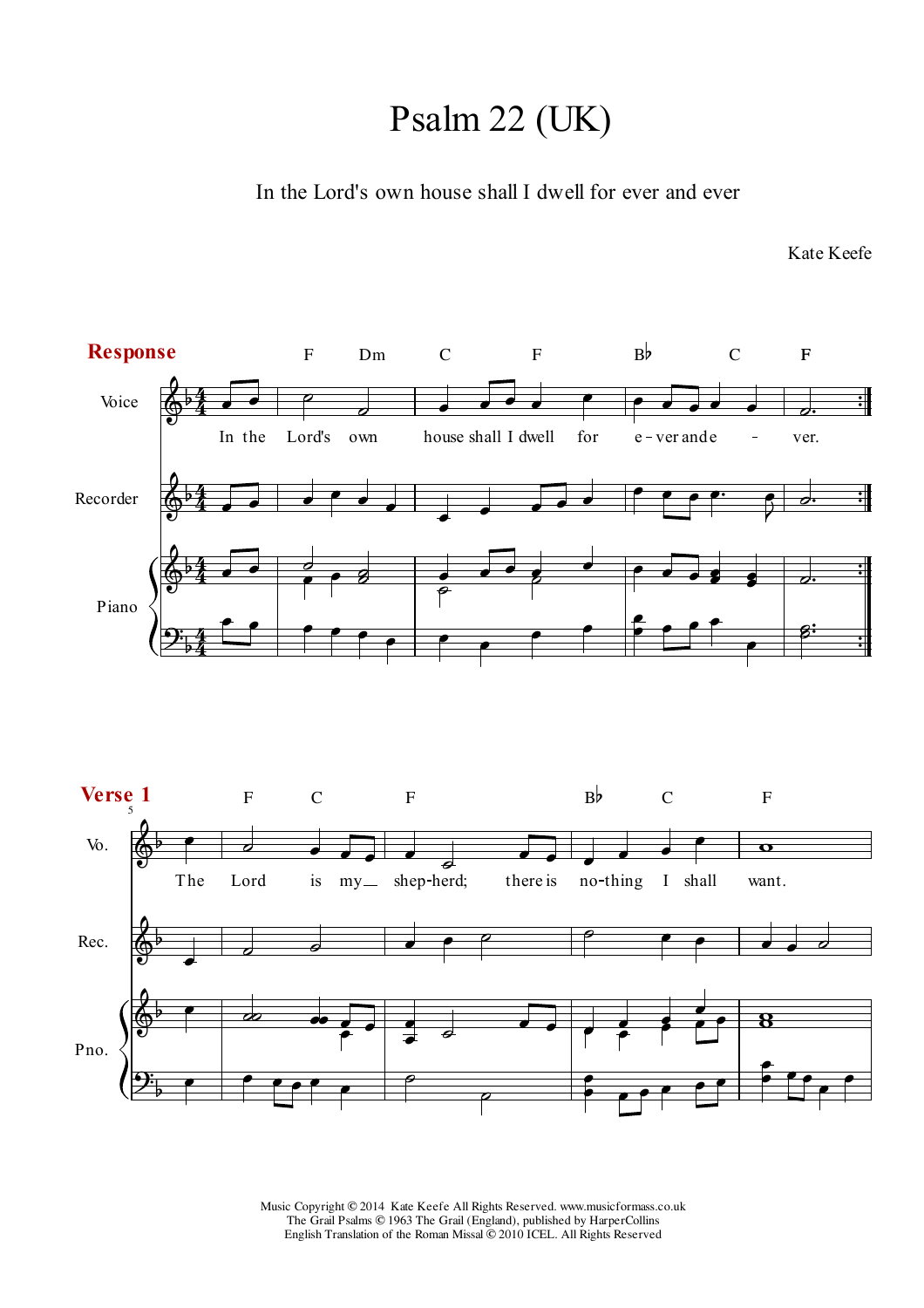# Psalm 22 (UK)

In the Lord's own house shall I dwell for ever and ever

Kate Keefe

**Response**

F Dm C F B♭ C F

Voice: In the Lord's own house shall I dwell for e - ver and e - ver.

Recorder

Piano

**Verse 1**

F C F B♭ C F

Vo.: The Lord is my shep-herd; there is no-thing I shall want.

Rec.

Pno.

Music Copyright © 2014 Kate Keefe All Rights Reserved. www.musicformass.co.uk
The Grail Psalms © 1963 The Grail (England), published by HarperCollins
English Translation of the Roman Missal © 2010 ICEL. All Rights Reserved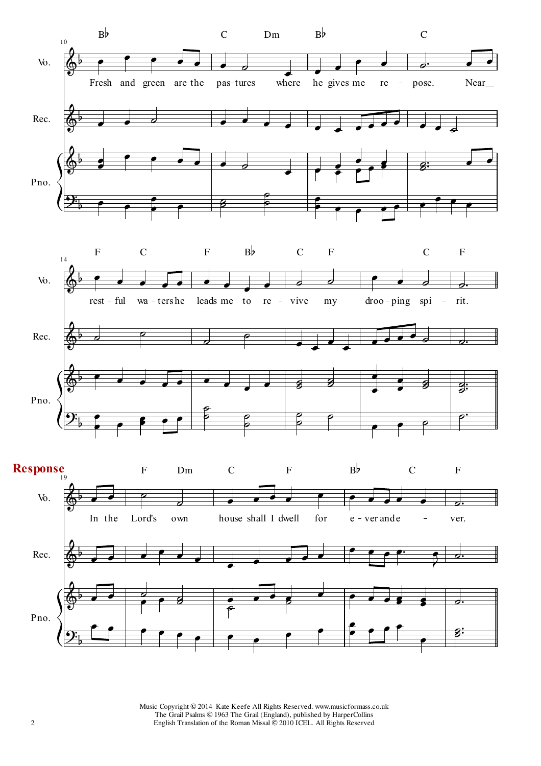**Response**

Music Copyright © 2014 Kate Keefe All Rights Reserved. www.musicformass.co.uk
The Grail Psalms © 1963 The Grail (England), published by HarperCollins
English Translation of the Roman Missal © 2010 ICEL. All Rights Reserved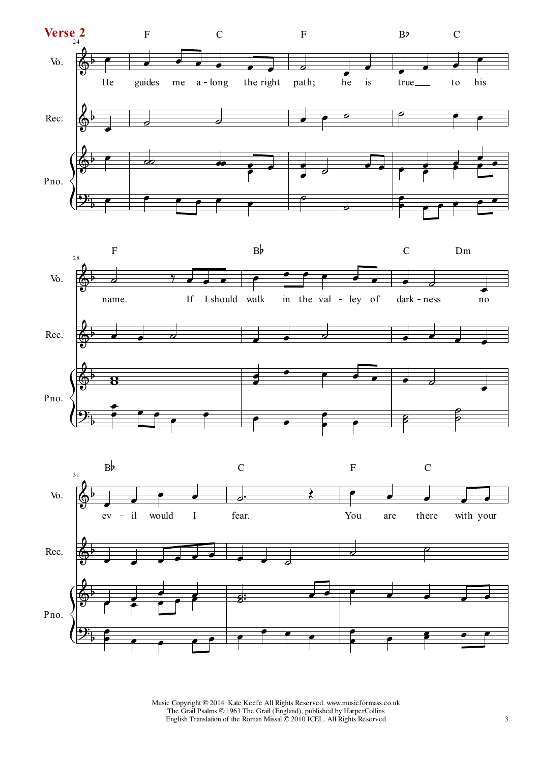## Verse 2

He guides me a-long the right path; he is true to his name. If I should walk in the val-ley of dark-ness no ev-il would I fear. You are there with your

Music Copyright © 2014 Kate Keefe All Rights Reserved. www.musicformass.co.uk
The Grail Psalms © 1963 The Grail (England), published by HarperCollins
English Translation of the Roman Missal © 2010 ICEL. All Rights Reserved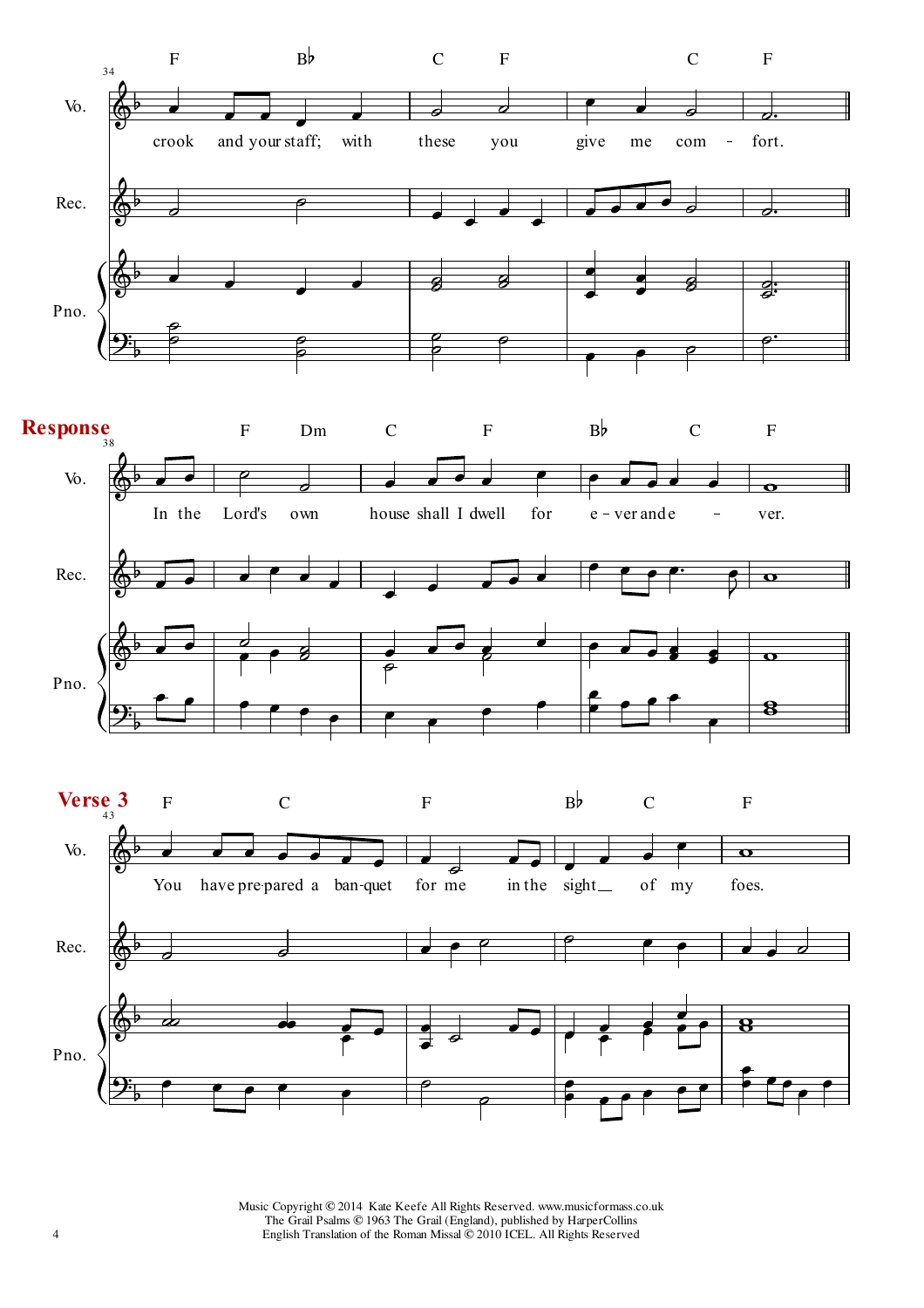34

F Bb C F C F

crook and your staff; with these you give me com - fort.

## Response

38

F Dm C F Bb C F

In the Lord's own house shall I dwell for e - ver and e - ver.

## Verse 3

43

F C F Bb C F

You have pre-pared a ban-quet for me in the sight of my foes.

Music Copyright © 2014 Kate Keefe All Rights Reserved. www.musicformass.co.uk
The Grail Psalms © 1963 The Grail (England), published by HarperCollins
English Translation of the Roman Missal © 2010 ICEL. All Rights Reserved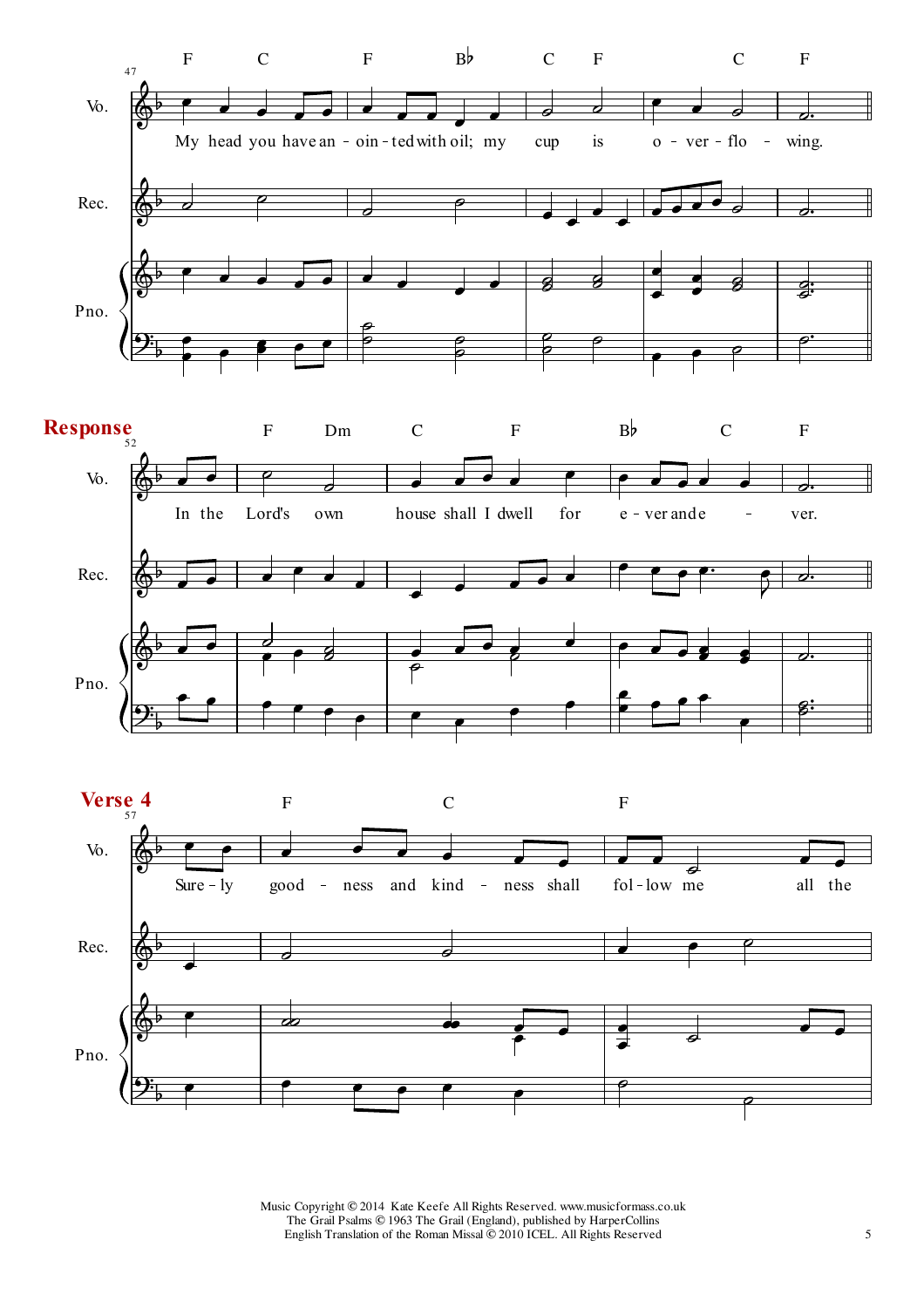**Response**

**Verse 4**

Music Copyright © 2014 Kate Keefe All Rights Reserved. www.musicformass.co.uk
The Grail Psalms © 1963 The Grail (England), published by HarperCollins
English Translation of the Roman Missal © 2010 ICEL. All Rights Reserved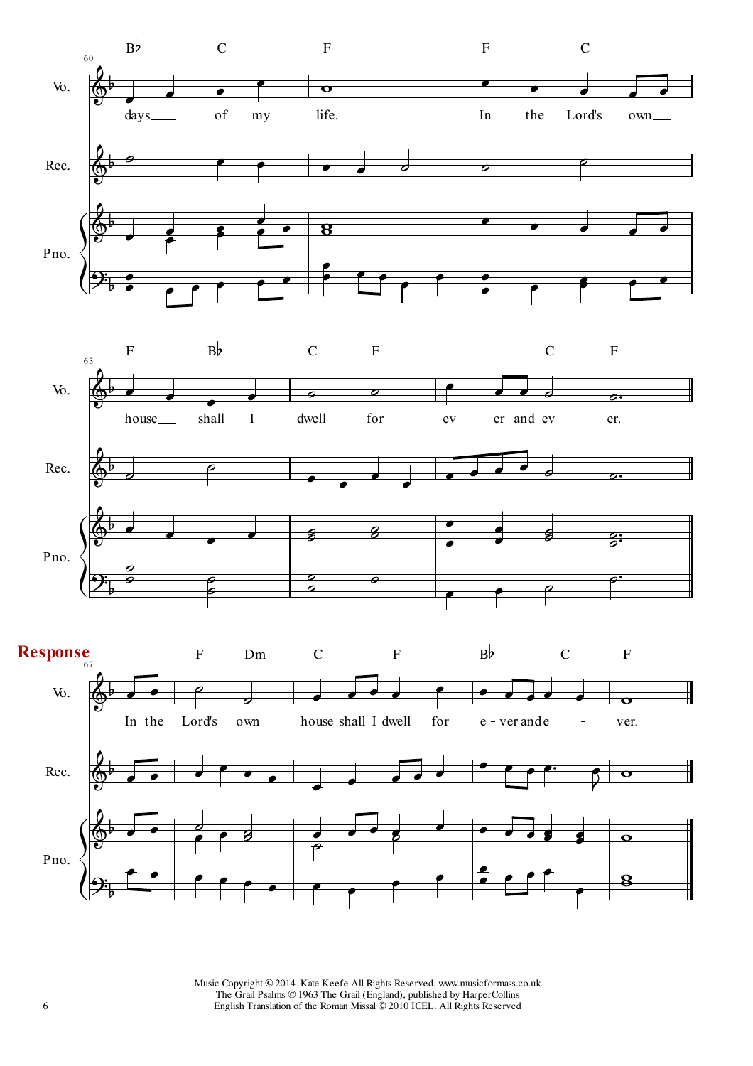## Response

Music Copyright © 2014 Kate Keefe All Rights Reserved. www.musicformass.co.uk
The Grail Psalms © 1963 The Grail (England), published by HarperCollins
English Translation of the Roman Missal © 2010 ICEL. All Rights Reserved